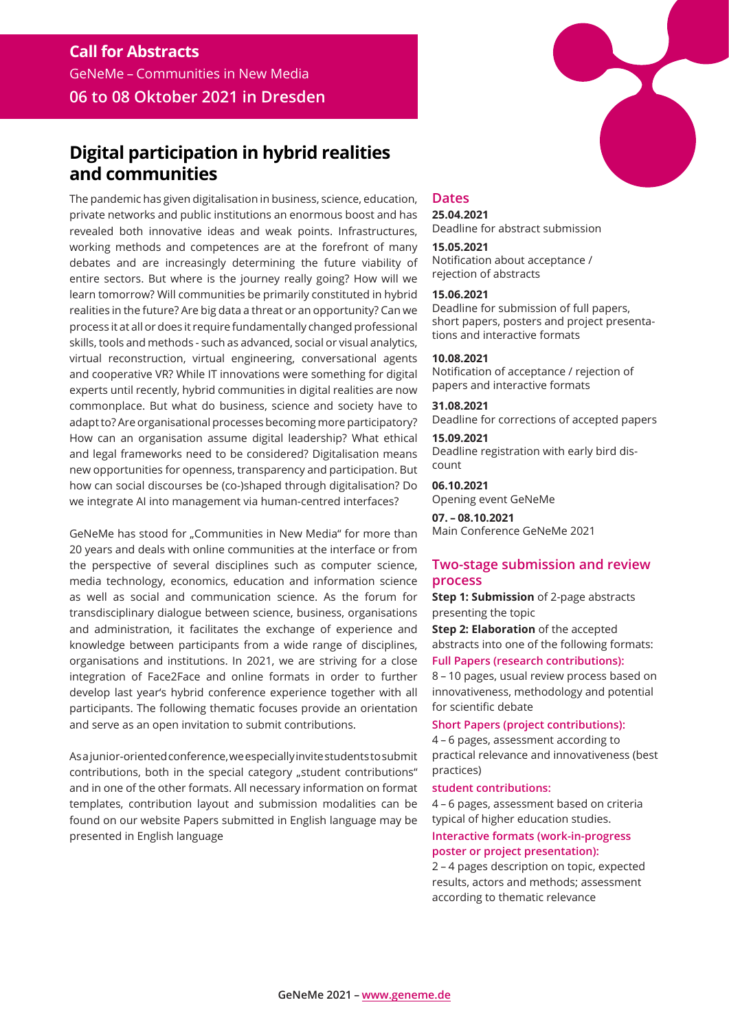**Call for Abstracts**

GeNeMe – Communities in New Media

**06 to 08 Oktober 2021 in Dresden**

# Digital participation in hybrid realities and communities

The pandemic has given digitalisation in business, science, education, private networks and public institutions an enormous boost and has revealed both innovative ideas and weak points. Infrastructures, working methods and competences are at the forefront of many debates and are increasingly determining the future viability of entire sectors. But where is the journey really going? How will we learn tomorrow? Will communities be primarily constituted in hybrid realities in the future? Are big data a threat or an opportunity? Can we process it at all or does it require fundamentally changed professional skills, tools and methods - such as advanced, social or visual analytics, virtual reconstruction, virtual engineering, conversational agents and cooperative VR? While IT innovations were something for digital experts until recently, hybrid communities in digital realities are now commonplace. But what do business, science and society have to adapt to? Are organisational processes becoming more participatory? How can an organisation assume digital leadership? What ethical and legal frameworks need to be considered? Digitalisation means new opportunities for openness, transparency and participation. But how can social discourses be (co-)shaped through digitalisation? Do we integrate AI into management via human-centred interfaces?

GeNeMe has stood for „Communities in New Media" for more than 20 years and deals with online communities at the interface or from the perspective of several disciplines such as computer science, media technology, economics, education and information science as well as social and communication science. As the forum for transdisciplinary dialogue between science, business, organisations and administration, it facilitates the exchange of experience and knowledge between participants from a wide range of disciplines, organisations and institutions. In 2021, we are striving for a close integration of Face2Face and online formats in order to further develop last year's hybrid conference experience together with all participants. The following thematic focuses provide an orientation and serve as an open invitation to submit contributions.

As a junior-oriented conference, we especially invite students to submit contributions, both in the special category „student contributions" and in one of the other formats. All necessary information on format templates, contribution layout and submission modalities can be found on our website Papers submitted in English language may be presented in English language

## Dates

**25.04.2021**
Deadline for abstract submission

**15.05.2021**
Notification about acceptance / rejection of abstracts

**15.06.2021**
Deadline for submission of full papers, short papers, posters and project presentations and interactive formats

**10.08.2021**
Notification of acceptance / rejection of papers and interactive formats

**31.08.2021**
Deadline for corrections of accepted papers

**15.09.2021**
Deadline registration with early bird discount

**06.10.2021**
Opening event GeNeMe

**07. – 08.10.2021**
Main Conference GeNeMe 2021

## Two-stage submission and review process

**Step 1: Submission** of 2-page abstracts presenting the topic

**Step 2: Elaboration** of the accepted abstracts into one of the following formats:

**Full Papers (research contributions):**
8 – 10 pages, usual review process based on innovativeness, methodology and potential for scientific debate

**Short Papers (project contributions):**
4 – 6 pages, assessment according to practical relevance and innovativeness (best practices)

**student contributions:**
4 – 6 pages, assessment based on criteria typical of higher education studies.

**Interactive formats (work-in-progress poster or project presentation):**
2 – 4 pages description on topic, expected results, actors and methods; assessment according to thematic relevance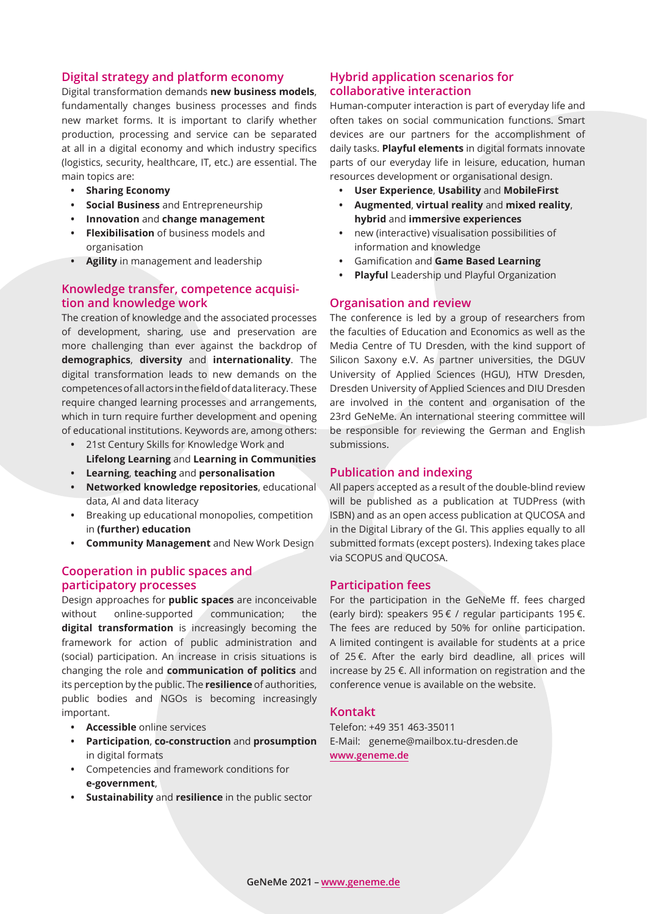## Digital strategy and platform economy

Digital transformation demands **new business models**, fundamentally changes business processes and finds new market forms. It is important to clarify whether production, processing and service can be separated at all in a digital economy and which industry specifics (logistics, security, healthcare, IT, etc.) are essential. The main topics are:

- **Sharing Economy**
- **Social Business** and Entrepreneurship
- **Innovation** and **change management**
- **Flexibilisation** of business models and organisation
- **Agility** in management and leadership

## Knowledge transfer, competence acquisition and knowledge work

The creation of knowledge and the associated processes of development, sharing, use and preservation are more challenging than ever against the backdrop of **demographics**, **diversity** and **internationality**. The digital transformation leads to new demands on the competences of all actors in the field of data literacy. These require changed learning processes and arrangements, which in turn require further development and opening of educational institutions. Keywords are, among others:

- 21st Century Skills for Knowledge Work and **Lifelong Learning** and **Learning in Communities**
- **Learning**, **teaching** and **personalisation**
- **Networked knowledge repositories**, educational data, AI and data literacy
- Breaking up educational monopolies, competition in **(further) education**
- **Community Management** and New Work Design

## Cooperation in public spaces and participatory processes

Design approaches for **public spaces** are inconceivable without online-supported communication; the **digital transformation** is increasingly becoming the framework for action of public administration and (social) participation. An increase in crisis situations is changing the role and **communication of politics** and its perception by the public. The **resilience** of authorities, public bodies and NGOs is becoming increasingly important.

- **Accessible** online services
- **Participation**, **co-construction** and **prosumption** in digital formats
- Competencies and framework conditions for **e-government**,
- **Sustainability** and **resilience** in the public sector

## Hybrid application scenarios for collaborative interaction

Human-computer interaction is part of everyday life and often takes on social communication functions. Smart devices are our partners for the accomplishment of daily tasks. **Playful elements** in digital formats innovate parts of our everyday life in leisure, education, human resources development or organisational design.

- **User Experience**, **Usability** and **MobileFirst**
- **Augmented**, **virtual reality** and **mixed reality**, **hybrid** and **immersive experiences**
- new (interactive) visualisation possibilities of information and knowledge
- Gamification and **Game Based Learning**
- **Playful** Leadership und Playful Organization

## Organisation and review

The conference is led by a group of researchers from the faculties of Education and Economics as well as the Media Centre of TU Dresden, with the kind support of Silicon Saxony e.V. As partner universities, the DGUV University of Applied Sciences (HGU), HTW Dresden, Dresden University of Applied Sciences and DIU Dresden are involved in the content and organisation of the 23rd GeNeMe. An international steering committee will be responsible for reviewing the German and English submissions.

## Publication and indexing

All papers accepted as a result of the double-blind review will be published as a publication at TUDPress (with ISBN) and as an open access publication at QUCOSA and in the Digital Library of the GI. This applies equally to all submitted formats (except posters). Indexing takes place via SCOPUS and QUCOSA.

## Participation fees

For the participation in the GeNeMe ff. fees charged (early bird): speakers 95 € / regular participants 195 €. The fees are reduced by 50% for online participation. A limited contingent is available for students at a price of 25 €. After the early bird deadline, all prices will increase by 25 €. All information on registration and the conference venue is available on the website.

## Kontakt

Telefon: +49 351 463-35011
E-Mail: geneme@mailbox.tu-dresden.de
www.geneme.de